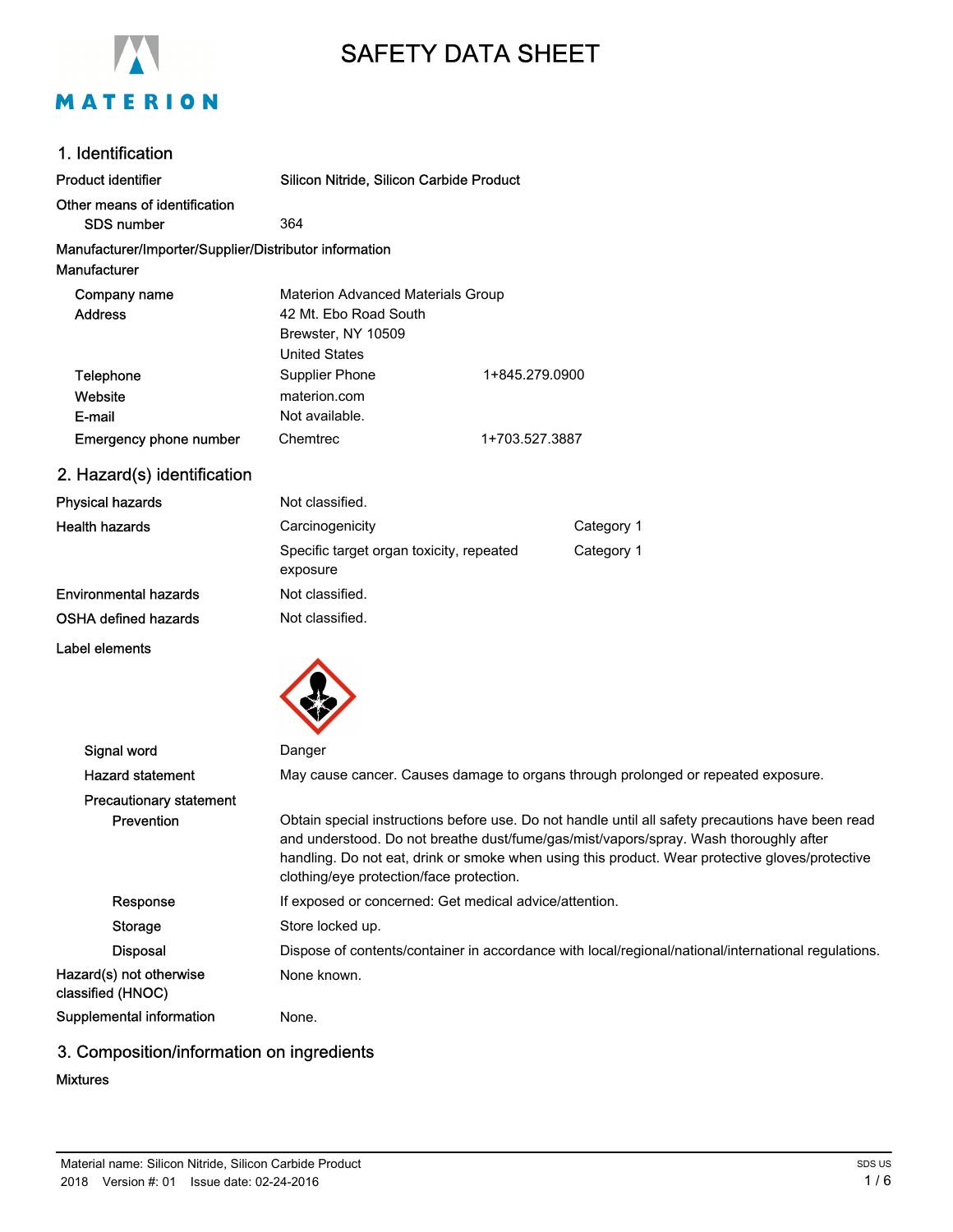# SAFETY DATA SHEET

## 1. Identification

**Product identifier** Silicon Nitride, Silicon Carbide Product

**Other means of identification**

**SDS number** 364

**Manufacturer/Importer/Supplier/Distributor information**

**Manufacturer**

| | | |
|---|---|---|
| **Company name** | Materion Advanced Materials Group | |
| **Address** | 42 Mt. Ebo Road South<br>Brewster, NY 10509<br>United States | |
| **Telephone** | Supplier Phone | 1+845.279.0900 |
| **Website** | materion.com | |
| **E-mail** | Not available. | |
| **Emergency phone number** | Chemtrec | 1+703.527.3887 |

## 2. Hazard(s) identification

| | | |
|---|---|---|
| **Physical hazards** | Not classified. | |
| **Health hazards** | Carcinogenicity | Category 1 |
| | Specific target organ toxicity, repeated exposure | Category 1 |
| **Environmental hazards** | Not classified. | |
| **OSHA defined hazards** | Not classified. | |

**Label elements**

**Signal word** Danger

**Hazard statement** May cause cancer. Causes damage to organs through prolonged or repeated exposure.

**Precautionary statement**

**Prevention** Obtain special instructions before use. Do not handle until all safety precautions have been read and understood. Do not breathe dust/fume/gas/mist/vapors/spray. Wash thoroughly after handling. Do not eat, drink or smoke when using this product. Wear protective gloves/protective clothing/eye protection/face protection.

**Response** If exposed or concerned: Get medical advice/attention.

**Storage** Store locked up.

**Disposal** Dispose of contents/container in accordance with local/regional/national/international regulations.

**Hazard(s) not otherwise classified (HNOC)** None known.

**Supplemental information** None.

## 3. Composition/information on ingredients

**Mixtures**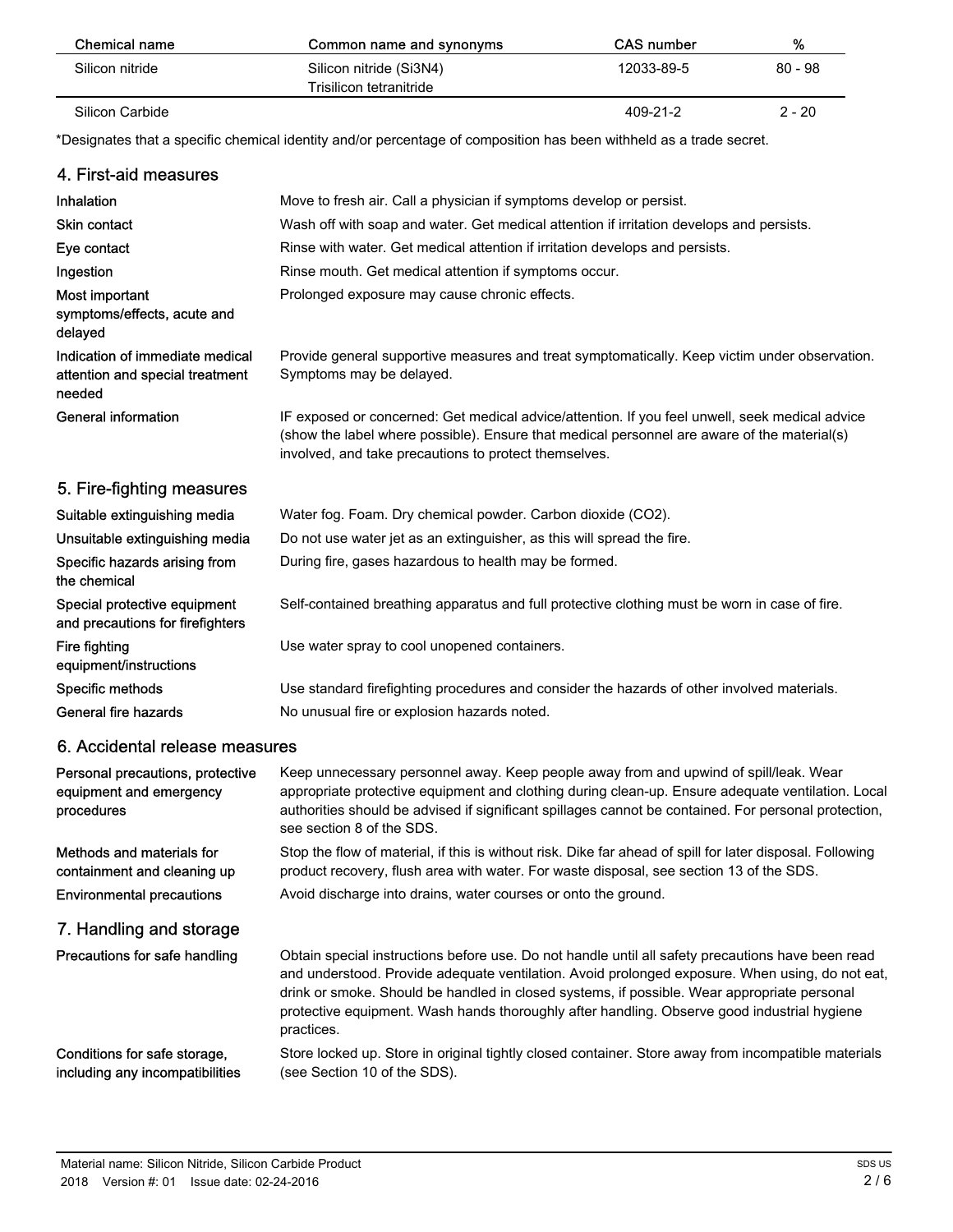| Chemical name | Common name and synonyms | CAS number | % |
|---|---|---|---|
| Silicon nitride | Silicon nitride ($Si_3N_4$)<br>Trisilicon tetranitride | 12033-89-5 | 80 - 98 |
| Silicon Carbide | | 409-21-2 | 2 - 20 |

*Designates that a specific chemical identity and/or percentage of composition has been withheld as a trade secret.

## 4. First-aid measures

| | |
|---|---|
| **Inhalation** | Move to fresh air. Call a physician if symptoms develop or persist. |
| **Skin contact** | Wash off with soap and water. Get medical attention if irritation develops and persists. |
| **Eye contact** | Rinse with water. Get medical attention if irritation develops and persists. |
| **Ingestion** | Rinse mouth. Get medical attention if symptoms occur. |
| **Most important symptoms/effects, acute and delayed** | Prolonged exposure may cause chronic effects. |
| **Indication of immediate medical attention and special treatment needed** | Provide general supportive measures and treat symptomatically. Keep victim under observation. Symptoms may be delayed. |
| **General information** | IF exposed or concerned: Get medical advice/attention. If you feel unwell, seek medical advice (show the label where possible). Ensure that medical personnel are aware of the material(s) involved, and take precautions to protect themselves. |

## 5. Fire-fighting measures

| | |
|---|---|
| **Suitable extinguishing media** | Water fog. Foam. Dry chemical powder. Carbon dioxide ($CO_2$). |
| **Unsuitable extinguishing media** | Do not use water jet as an extinguisher, as this will spread the fire. |
| **Specific hazards arising from the chemical** | During fire, gases hazardous to health may be formed. |
| **Special protective equipment and precautions for firefighters** | Self-contained breathing apparatus and full protective clothing must be worn in case of fire. |
| **Fire fighting equipment/instructions** | Use water spray to cool unopened containers. |
| **Specific methods** | Use standard firefighting procedures and consider the hazards of other involved materials. |
| **General fire hazards** | No unusual fire or explosion hazards noted. |

## 6. Accidental release measures

| | |
|---|---|
| **Personal precautions, protective equipment and emergency procedures** | Keep unnecessary personnel away. Keep people away from and upwind of spill/leak. Wear appropriate protective equipment and clothing during clean-up. Ensure adequate ventilation. Local authorities should be advised if significant spillages cannot be contained. For personal protection, see section 8 of the SDS. |
| **Methods and materials for containment and cleaning up** | Stop the flow of material, if this is without risk. Dike far ahead of spill for later disposal. Following product recovery, flush area with water. For waste disposal, see section 13 of the SDS. |
| **Environmental precautions** | Avoid discharge into drains, water courses or onto the ground. |

## 7. Handling and storage

| | |
|---|---|
| **Precautions for safe handling** | Obtain special instructions before use. Do not handle until all safety precautions have been read and understood. Provide adequate ventilation. Avoid prolonged exposure. When using, do not eat, drink or smoke. Should be handled in closed systems, if possible. Wear appropriate personal protective equipment. Wash hands thoroughly after handling. Observe good industrial hygiene practices. |
| **Conditions for safe storage, including any incompatibilities** | Store locked up. Store in original tightly closed container. Store away from incompatible materials (see Section 10 of the SDS). |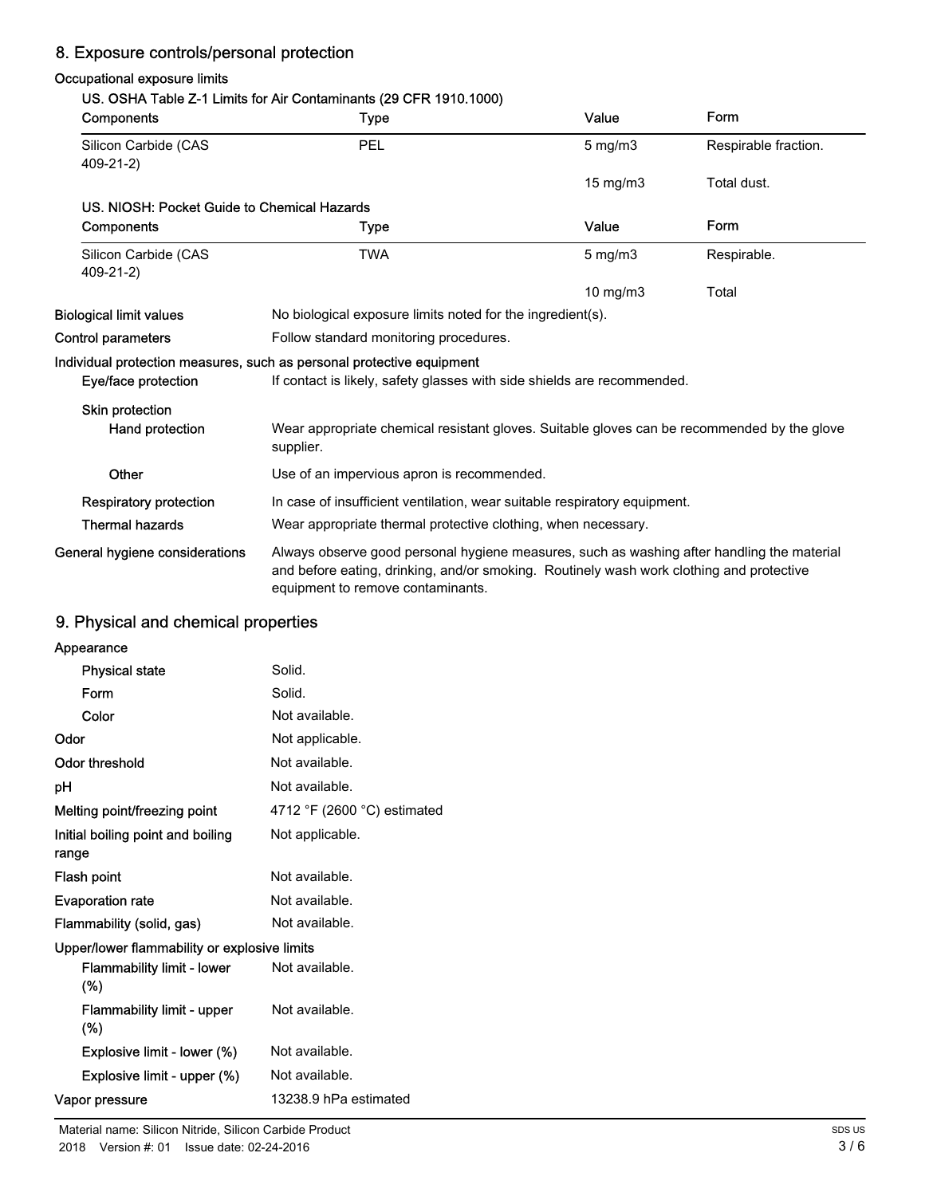## 8. Exposure controls/personal protection

### Occupational exposure limits

**US. OSHA Table Z-1 Limits for Air Contaminants (29 CFR 1910.1000)**

| Components | Type | Value | Form |
|---|---|---|---|
| Silicon Carbide (CAS 409-21-2) | PEL | 5 mg/m3 | Respirable fraction. |
| | | 15 mg/m3 | Total dust. |

**US. NIOSH: Pocket Guide to Chemical Hazards**

| Components | Type | Value | Form |
|---|---|---|---|
| Silicon Carbide (CAS 409-21-2) | TWA | 5 mg/m3 | Respirable. |
| | | 10 mg/m3 | Total |

**Biological limit values** No biological exposure limits noted for the ingredient(s).

**Control parameters** Follow standard monitoring procedures.

**Individual protection measures, such as personal protective equipment**

**Eye/face protection** If contact is likely, safety glasses with side shields are recommended.

**Skin protection**

**Hand protection** Wear appropriate chemical resistant gloves. Suitable gloves can be recommended by the glove supplier.

**Other** Use of an impervious apron is recommended.

**Respiratory protection** In case of insufficient ventilation, wear suitable respiratory equipment.

**Thermal hazards** Wear appropriate thermal protective clothing, when necessary.

**General hygiene considerations** Always observe good personal hygiene measures, such as washing after handling the material and before eating, drinking, and/or smoking. Routinely wash work clothing and protective equipment to remove contaminants.

## 9. Physical and chemical properties

**Appearance**

| | |
|---|---|
| Physical state | Solid. |
| Form | Solid. |
| Color | Not available. |
| Odor | Not applicable. |
| Odor threshold | Not available. |
| pH | Not available. |
| Melting point/freezing point | 4712 °F (2600 °C) estimated |
| Initial boiling point and boiling range | Not applicable. |
| Flash point | Not available. |
| Evaporation rate | Not available. |
| Flammability (solid, gas) | Not available. |

**Upper/lower flammability or explosive limits**

| | |
|---|---|
| Flammability limit - lower (%) | Not available. |
| Flammability limit - upper (%) | Not available. |
| Explosive limit - lower (%) | Not available. |
| Explosive limit - upper (%) | Not available. |
| Vapor pressure | 13238.9 hPa estimated |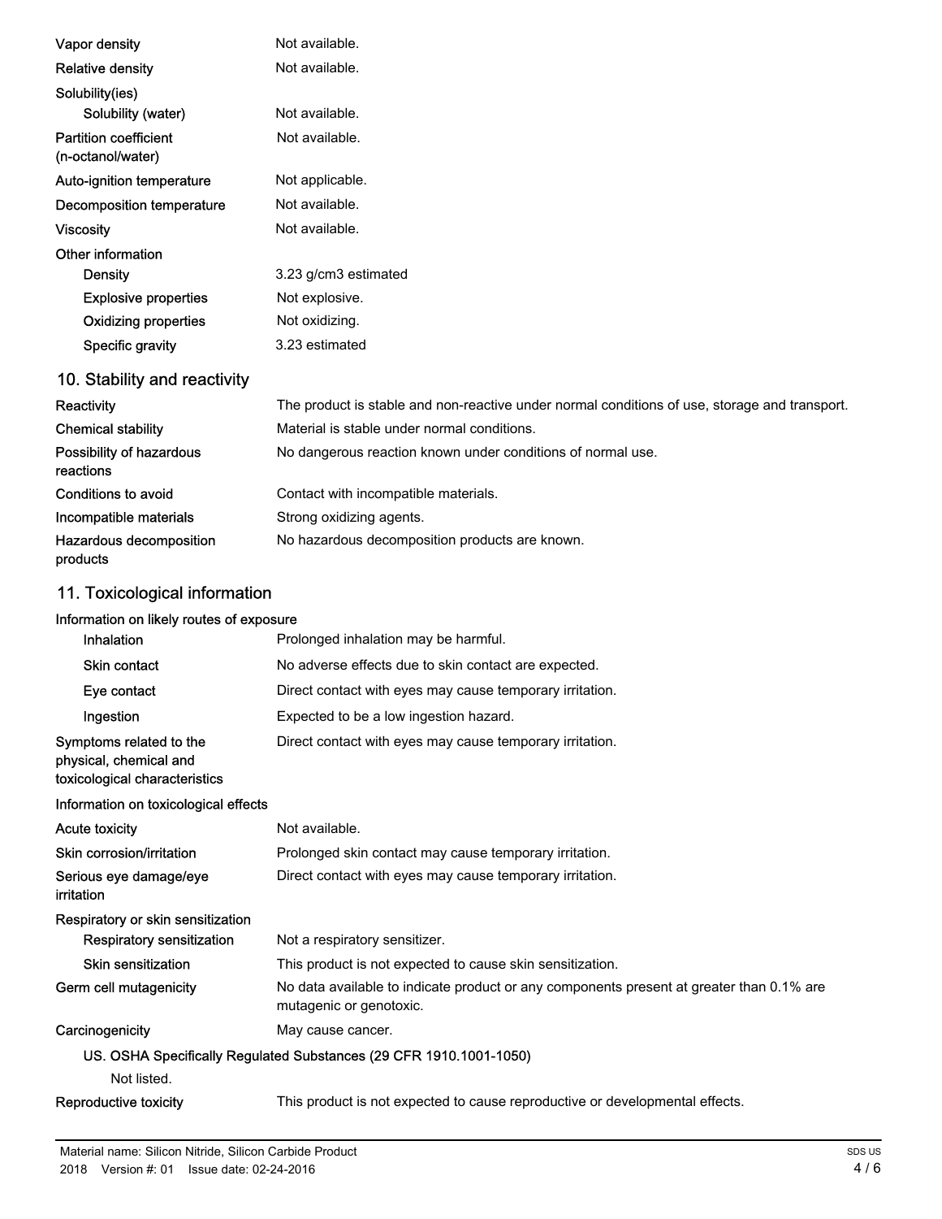| | |
|---|---|
| Vapor density | Not available. |
| Relative density | Not available. |
| **Solubility(ies)** | |
| Solubility (water) | Not available. |
| Partition coefficient (n-octanol/water) | Not available. |
| Auto-ignition temperature | Not applicable. |
| Decomposition temperature | Not available. |
| Viscosity | Not available. |
| **Other information** | |
| Density | 3.23 g/cm3 estimated |
| Explosive properties | Not explosive. |
| Oxidizing properties | Not oxidizing. |
| Specific gravity | 3.23 estimated |

## 10. Stability and reactivity

| | |
|---|---|
| Reactivity | The product is stable and non-reactive under normal conditions of use, storage and transport. |
| Chemical stability | Material is stable under normal conditions. |
| Possibility of hazardous reactions | No dangerous reaction known under conditions of normal use. |
| Conditions to avoid | Contact with incompatible materials. |
| Incompatible materials | Strong oxidizing agents. |
| Hazardous decomposition products | No hazardous decomposition products are known. |

## 11. Toxicological information

**Information on likely routes of exposure**

| | |
|---|---|
| Inhalation | Prolonged inhalation may be harmful. |
| Skin contact | No adverse effects due to skin contact are expected. |
| Eye contact | Direct contact with eyes may cause temporary irritation. |
| Ingestion | Expected to be a low ingestion hazard. |
| Symptoms related to the physical, chemical and toxicological characteristics | Direct contact with eyes may cause temporary irritation. |

**Information on toxicological effects**

| | |
|---|---|
| Acute toxicity | Not available. |
| Skin corrosion/irritation | Prolonged skin contact may cause temporary irritation. |
| Serious eye damage/eye irritation | Direct contact with eyes may cause temporary irritation. |
| **Respiratory or skin sensitization** | |
| Respiratory sensitization | Not a respiratory sensitizer. |
| Skin sensitization | This product is not expected to cause skin sensitization. |
| Germ cell mutagenicity | No data available to indicate product or any components present at greater than 0.1% are mutagenic or genotoxic. |
| Carcinogenicity | May cause cancer. |

**US. OSHA Specifically Regulated Substances (29 CFR 1910.1001-1050)**

Not listed.

| | |
|---|---|
| Reproductive toxicity | This product is not expected to cause reproductive or developmental effects. |

Material name: Silicon Nitride, Silicon Carbide Product
2018 Version #: 01 Issue date: 02-24-2016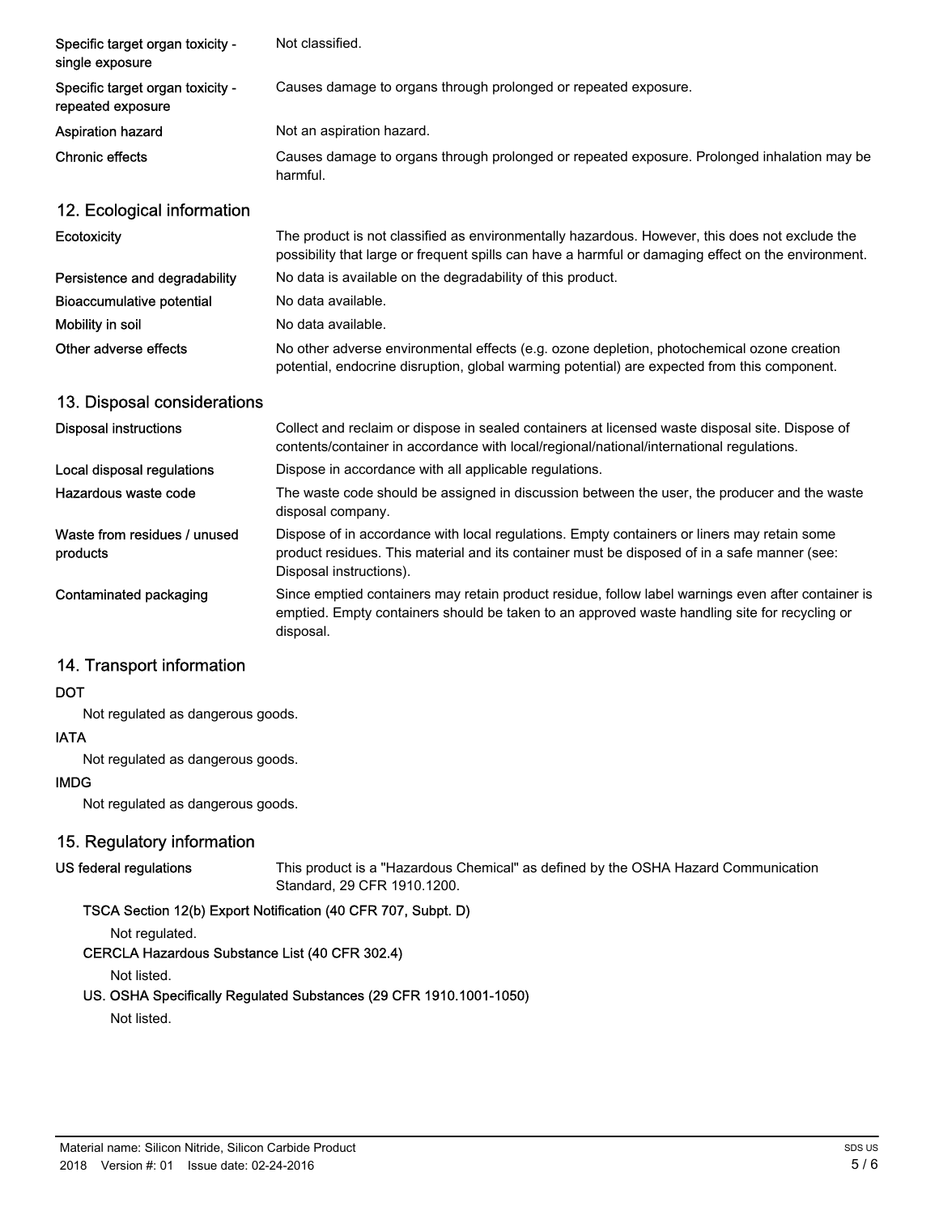| | |
|---|---|
| Specific target organ toxicity - single exposure | Not classified. |
| Specific target organ toxicity - repeated exposure | Causes damage to organs through prolonged or repeated exposure. |
| Aspiration hazard | Not an aspiration hazard. |
| Chronic effects | Causes damage to organs through prolonged or repeated exposure. Prolonged inhalation may be harmful. |

## 12. Ecological information

| | |
|---|---|
| Ecotoxicity | The product is not classified as environmentally hazardous. However, this does not exclude the possibility that large or frequent spills can have a harmful or damaging effect on the environment. |
| Persistence and degradability | No data is available on the degradability of this product. |
| Bioaccumulative potential | No data available. |
| Mobility in soil | No data available. |
| Other adverse effects | No other adverse environmental effects (e.g. ozone depletion, photochemical ozone creation potential, endocrine disruption, global warming potential) are expected from this component. |

## 13. Disposal considerations

| | |
|---|---|
| Disposal instructions | Collect and reclaim or dispose in sealed containers at licensed waste disposal site. Dispose of contents/container in accordance with local/regional/national/international regulations. |
| Local disposal regulations | Dispose in accordance with all applicable regulations. |
| Hazardous waste code | The waste code should be assigned in discussion between the user, the producer and the waste disposal company. |
| Waste from residues / unused products | Dispose of in accordance with local regulations. Empty containers or liners may retain some product residues. This material and its container must be disposed of in a safe manner (see: Disposal instructions). |
| Contaminated packaging | Since emptied containers may retain product residue, follow label warnings even after container is emptied. Empty containers should be taken to an approved waste handling site for recycling or disposal. |

## 14. Transport information

**DOT**

Not regulated as dangerous goods.

**IATA**

Not regulated as dangerous goods.

**IMDG**

Not regulated as dangerous goods.

## 15. Regulatory information

**US federal regulations** This product is a "Hazardous Chemical" as defined by the OSHA Hazard Communication Standard, 29 CFR 1910.1200.

**TSCA Section 12(b) Export Notification (40 CFR 707, Subpt. D)**

Not regulated.

**CERCLA Hazardous Substance List (40 CFR 302.4)**

Not listed.

**US. OSHA Specifically Regulated Substances (29 CFR 1910.1001-1050)**

Not listed.

Material name: Silicon Nitride, Silicon Carbide Product
2018 Version #: 01 Issue date: 02-24-2016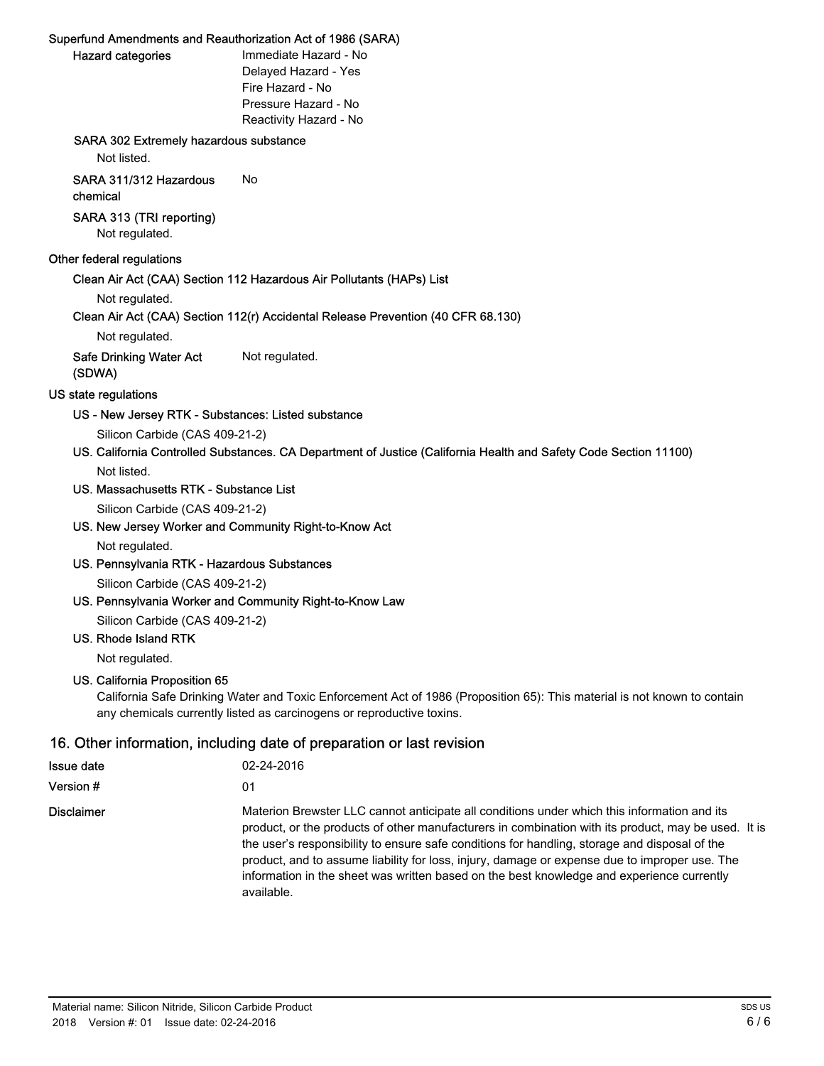**Superfund Amendments and Reauthorization Act of 1986 (SARA)**

**Hazard categories**

Immediate Hazard - No
Delayed Hazard - Yes
Fire Hazard - No
Pressure Hazard - No
Reactivity Hazard - No

**SARA 302 Extremely hazardous substance**

Not listed.

**SARA 311/312 Hazardous chemical** No

**SARA 313 (TRI reporting)**

Not regulated.

**Other federal regulations**

**Clean Air Act (CAA) Section 112 Hazardous Air Pollutants (HAPs) List**

Not regulated.

**Clean Air Act (CAA) Section 112(r) Accidental Release Prevention (40 CFR 68.130)**

Not regulated.

**Safe Drinking Water Act (SDWA)** Not regulated.

**US state regulations**

**US - New Jersey RTK - Substances: Listed substance**

Silicon Carbide (CAS 409-21-2)

**US. California Controlled Substances. CA Department of Justice (California Health and Safety Code Section 11100)**

Not listed.

**US. Massachusetts RTK - Substance List**

Silicon Carbide (CAS 409-21-2)

**US. New Jersey Worker and Community Right-to-Know Act**

Not regulated.

**US. Pennsylvania RTK - Hazardous Substances**

Silicon Carbide (CAS 409-21-2)

**US. Pennsylvania Worker and Community Right-to-Know Law**

Silicon Carbide (CAS 409-21-2)

**US. Rhode Island RTK**

Not regulated.

**US. California Proposition 65**

California Safe Drinking Water and Toxic Enforcement Act of 1986 (Proposition 65): This material is not known to contain any chemicals currently listed as carcinogens or reproductive toxins.

## 16. Other information, including date of preparation or last revision

**Issue date** 02-24-2016

**Version #** 01

**Disclaimer** Materion Brewster LLC cannot anticipate all conditions under which this information and its product, or the products of other manufacturers in combination with its product, may be used. It is the user's responsibility to ensure safe conditions for handling, storage and disposal of the product, and to assume liability for loss, injury, damage or expense due to improper use. The information in the sheet was written based on the best knowledge and experience currently available.